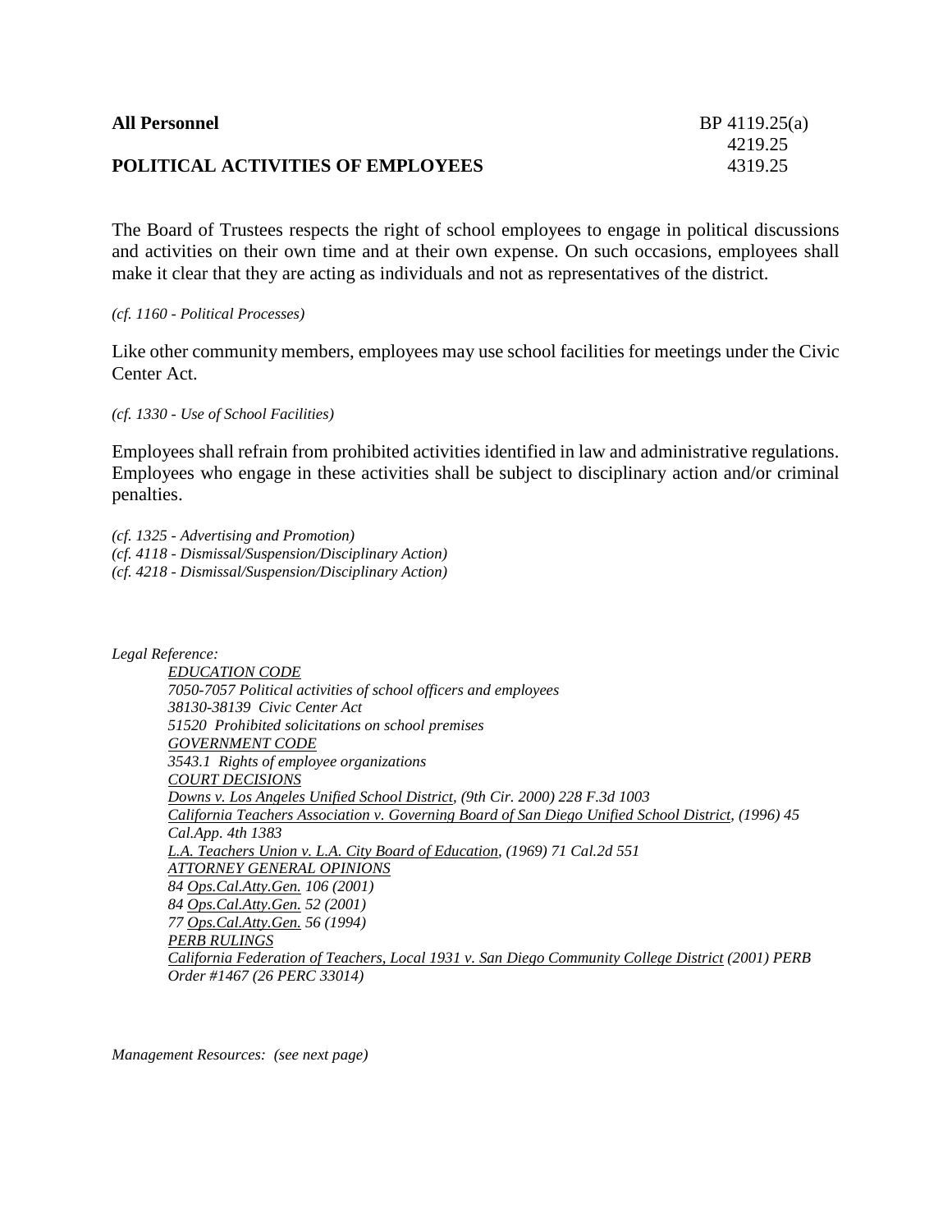**All Personnel** BP 4119.25(a)
4219.25
**POLITICAL ACTIVITIES OF EMPLOYEES** 4319.25

The Board of Trustees respects the right of school employees to engage in political discussions and activities on their own time and at their own expense. On such occasions, employees shall make it clear that they are acting as individuals and not as representatives of the district.

*(cf. 1160 - Political Processes)*

Like other community members, employees may use school facilities for meetings under the Civic Center Act.

*(cf. 1330 - Use of School Facilities)*

Employees shall refrain from prohibited activities identified in law and administrative regulations. Employees who engage in these activities shall be subject to disciplinary action and/or criminal penalties.

*(cf. 1325 - Advertising and Promotion)*
*(cf. 4118 - Dismissal/Suspension/Disciplinary Action)*
*(cf. 4218 - Dismissal/Suspension/Disciplinary Action)*

*Legal Reference:*

*EDUCATION CODE*
*7050-7057 Political activities of school officers and employees*
*38130-38139 Civic Center Act*
*51520 Prohibited solicitations on school premises*
*GOVERNMENT CODE*
*3543.1 Rights of employee organizations*
*COURT DECISIONS*
*Downs v. Los Angeles Unified School District, (9th Cir. 2000) 228 F.3d 1003*
*California Teachers Association v. Governing Board of San Diego Unified School District, (1996) 45 Cal.App. 4th 1383*
*L.A. Teachers Union v. L.A. City Board of Education, (1969) 71 Cal.2d 551*
*ATTORNEY GENERAL OPINIONS*
*84 Ops.Cal.Atty.Gen. 106 (2001)*
*84 Ops.Cal.Atty.Gen. 52 (2001)*
*77 Ops.Cal.Atty.Gen. 56 (1994)*
*PERB RULINGS*
*California Federation of Teachers, Local 1931 v. San Diego Community College District (2001) PERB Order #1467 (26 PERC 33014)*

*Management Resources: (see next page)*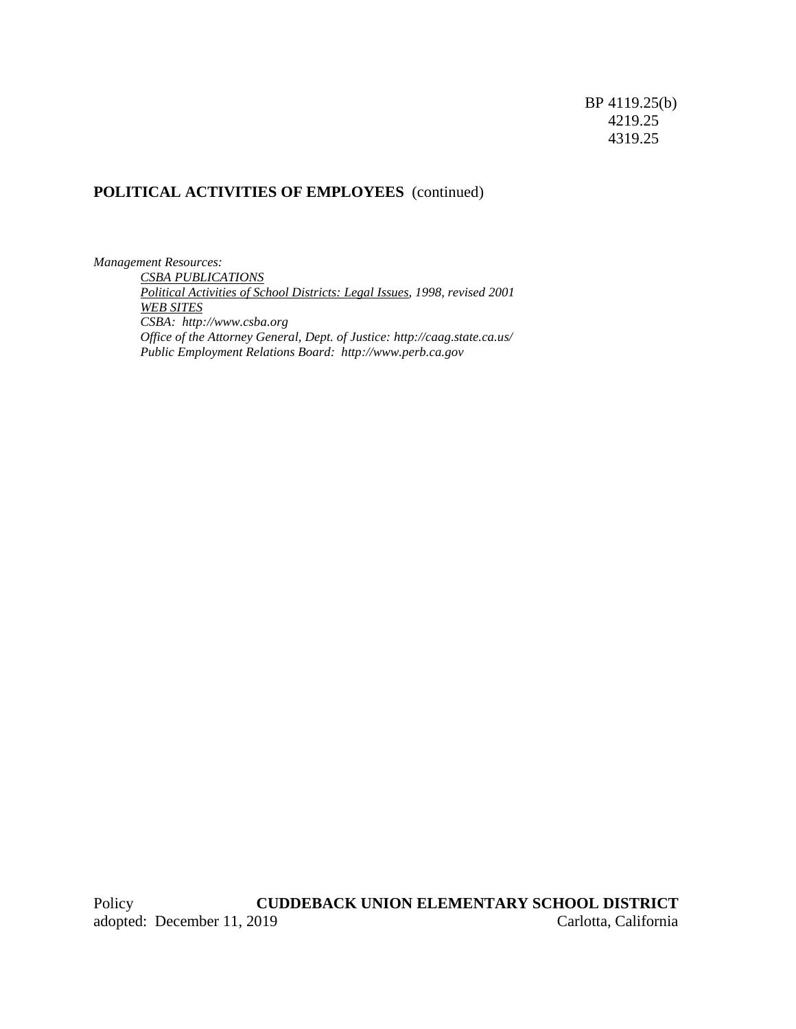*Management Resources:*

*CSBA PUBLICATIONS*

*Political Activities of School Districts: Legal Issues, 1998, revised 2001*

*WEB SITES*

*CSBA: http://www.csba.org*

*Office of the Attorney General, Dept. of Justice: http://caag.state.ca.us/*

*Public Employment Relations Board: http://www.perb.ca.gov*

Policy adopted: December 11, 2019

**CUDDEBACK UNION ELEMENTARY SCHOOL DISTRICT**
Carlotta, California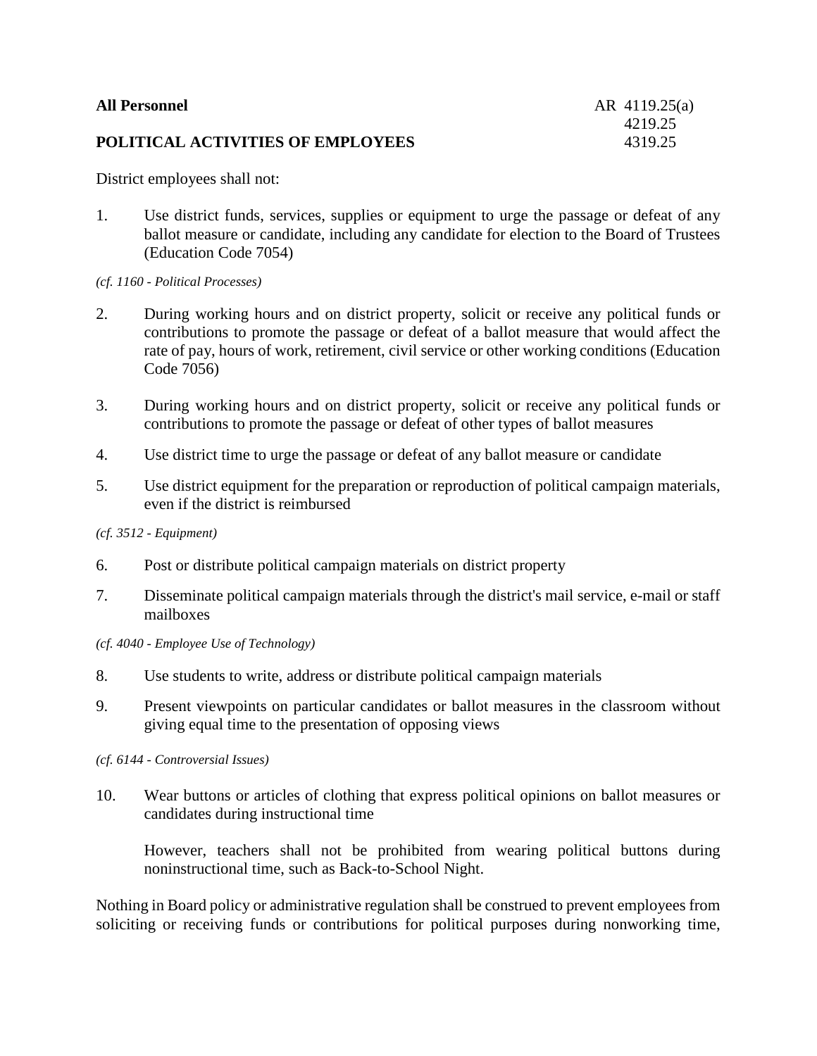**All Personnel** AR 4119.25(a)
4219.25
**POLITICAL ACTIVITIES OF EMPLOYEES** 4319.25

District employees shall not:

1. Use district funds, services, supplies or equipment to urge the passage or defeat of any ballot measure or candidate, including any candidate for election to the Board of Trustees (Education Code 7054)

*(cf. 1160 - Political Processes)*

2. During working hours and on district property, solicit or receive any political funds or contributions to promote the passage or defeat of a ballot measure that would affect the rate of pay, hours of work, retirement, civil service or other working conditions (Education Code 7056)

3. During working hours and on district property, solicit or receive any political funds or contributions to promote the passage or defeat of other types of ballot measures

4. Use district time to urge the passage or defeat of any ballot measure or candidate

5. Use district equipment for the preparation or reproduction of political campaign materials, even if the district is reimbursed

*(cf. 3512 - Equipment)*

6. Post or distribute political campaign materials on district property

7. Disseminate political campaign materials through the district's mail service, e-mail or staff mailboxes

*(cf. 4040 - Employee Use of Technology)*

8. Use students to write, address or distribute political campaign materials

9. Present viewpoints on particular candidates or ballot measures in the classroom without giving equal time to the presentation of opposing views

*(cf. 6144 - Controversial Issues)*

10. Wear buttons or articles of clothing that express political opinions on ballot measures or candidates during instructional time

    However, teachers shall not be prohibited from wearing political buttons during noninstructional time, such as Back-to-School Night.

Nothing in Board policy or administrative regulation shall be construed to prevent employees from soliciting or receiving funds or contributions for political purposes during nonworking time,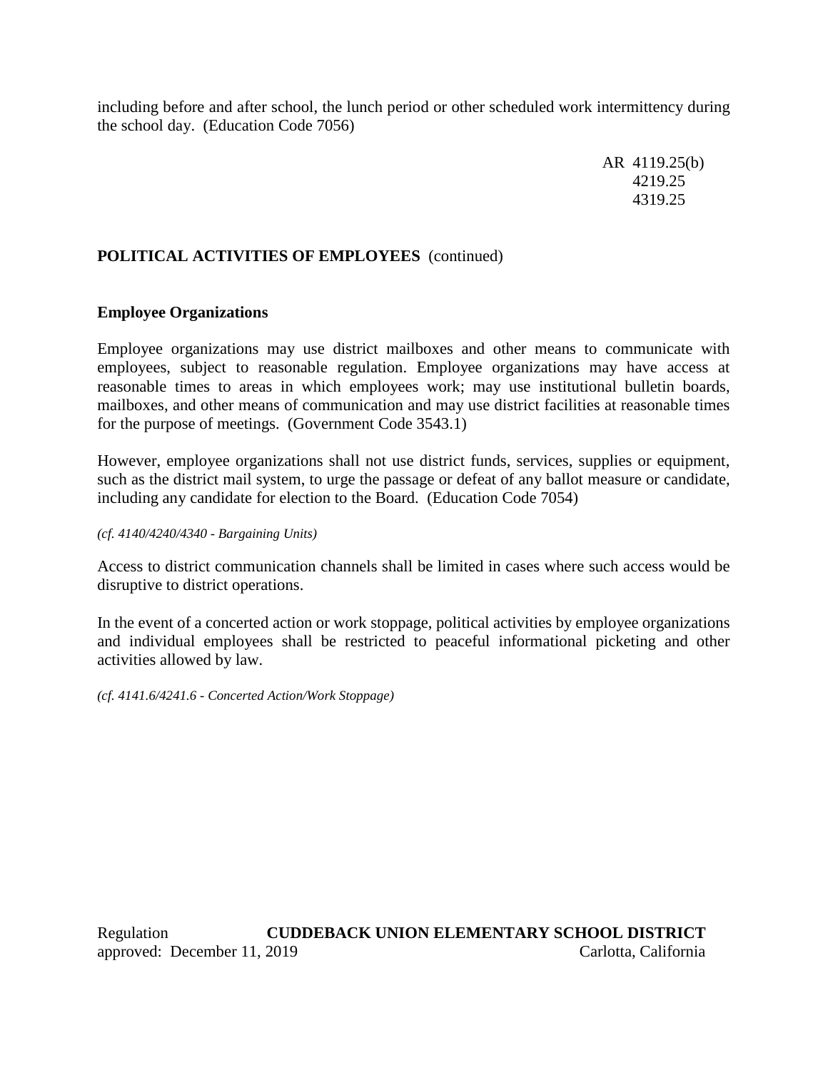including before and after school, the lunch period or other scheduled work intermittency during the school day. (Education Code 7056)

## Employee Organizations

Employee organizations may use district mailboxes and other means to communicate with employees, subject to reasonable regulation. Employee organizations may have access at reasonable times to areas in which employees work; may use institutional bulletin boards, mailboxes, and other means of communication and may use district facilities at reasonable times for the purpose of meetings. (Government Code 3543.1)

However, employee organizations shall not use district funds, services, supplies or equipment, such as the district mail system, to urge the passage or defeat of any ballot measure or candidate, including any candidate for election to the Board. (Education Code 7054)

*(cf. 4140/4240/4340 - Bargaining Units)*

Access to district communication channels shall be limited in cases where such access would be disruptive to district operations.

In the event of a concerted action or work stoppage, political activities by employee organizations and individual employees shall be restricted to peaceful informational picketing and other activities allowed by law.

*(cf. 4141.6/4241.6 - Concerted Action/Work Stoppage)*

Regulation **CUDDEBACK UNION ELEMENTARY SCHOOL DISTRICT**
approved: December 11, 2019 Carlotta, California